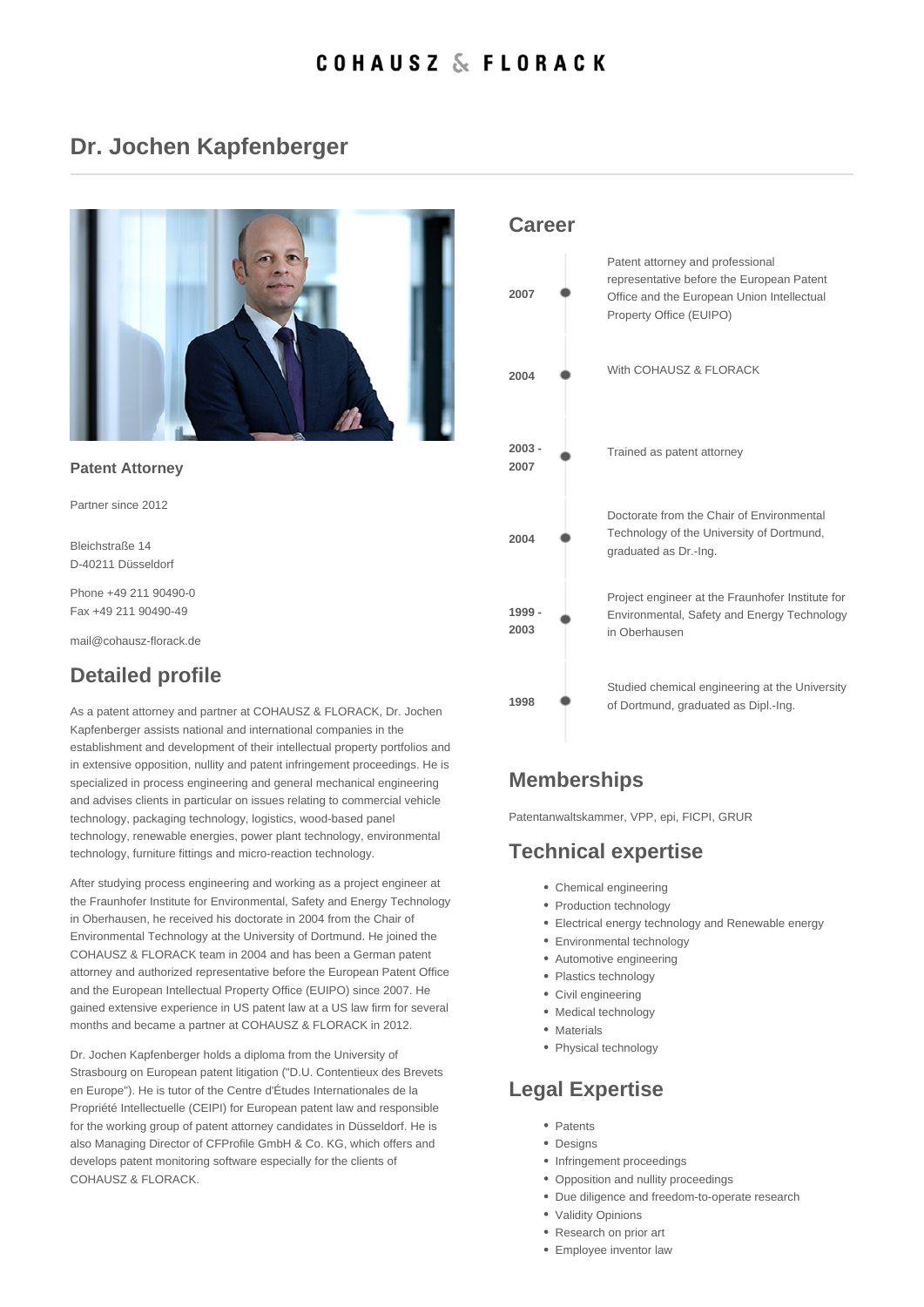COHAUSZ & FLORACK

# Dr. Jochen Kapfenberger

**Patent Attorney**

Partner since 2012

Bleichstraße 14
D-40211 Düsseldorf

Phone +49 211 90490-0
Fax +49 211 90490-49

mail@cohausz-florack.de

## Detailed profile

As a patent attorney and partner at COHAUSZ & FLORACK, Dr. Jochen Kapfenberger assists national and international companies in the establishment and development of their intellectual property portfolios and in extensive opposition, nullity and patent infringement proceedings. He is specialized in process engineering and general mechanical engineering and advises clients in particular on issues relating to commercial vehicle technology, packaging technology, logistics, wood-based panel technology, renewable energies, power plant technology, environmental technology, furniture fittings and micro-reaction technology.

After studying process engineering and working as a project engineer at the Fraunhofer Institute for Environmental, Safety and Energy Technology in Oberhausen, he received his doctorate in 2004 from the Chair of Environmental Technology at the University of Dortmund. He joined the COHAUSZ & FLORACK team in 2004 and has been a German patent attorney and authorized representative before the European Patent Office and the European Intellectual Property Office (EUIPO) since 2007. He gained extensive experience in US patent law at a US law firm for several months and became a partner at COHAUSZ & FLORACK in 2012.

Dr. Jochen Kapfenberger holds a diploma from the University of Strasbourg on European patent litigation ("D.U. Contentieux des Brevets en Europe"). He is tutor of the Centre d'Études Internationales de la Propriété Intellectuelle (CEIPI) for European patent law and responsible for the working group of patent attorney candidates in Düsseldorf. He is also Managing Director of CFProfile GmbH & Co. KG, which offers and develops patent monitoring software especially for the clients of COHAUSZ & FLORACK.

## Career

| Year | |
|---|---|
| 2007 | Patent attorney and professional representative before the European Patent Office and the European Union Intellectual Property Office (EUIPO) |
| 2004 | With COHAUSZ & FLORACK |
| 2003 - 2007 | Trained as patent attorney |
| 2004 | Doctorate from the Chair of Environmental Technology of the University of Dortmund, graduated as Dr.-Ing. |
| 1999 - 2003 | Project engineer at the Fraunhofer Institute for Environmental, Safety and Energy Technology in Oberhausen |
| 1998 | Studied chemical engineering at the University of Dortmund, graduated as Dipl.-Ing. |

## Memberships

Patentanwaltskammer, VPP, epi, FICPI, GRUR

## Technical expertise

- Chemical engineering
- Production technology
- Electrical energy technology and Renewable energy
- Environmental technology
- Automotive engineering
- Plastics technology
- Civil engineering
- Medical technology
- Materials
- Physical technology

## Legal Expertise

- Patents
- Designs
- Infringement proceedings
- Opposition and nullity proceedings
- Due diligence and freedom-to-operate research
- Validity Opinions
- Research on prior art
- Employee inventor law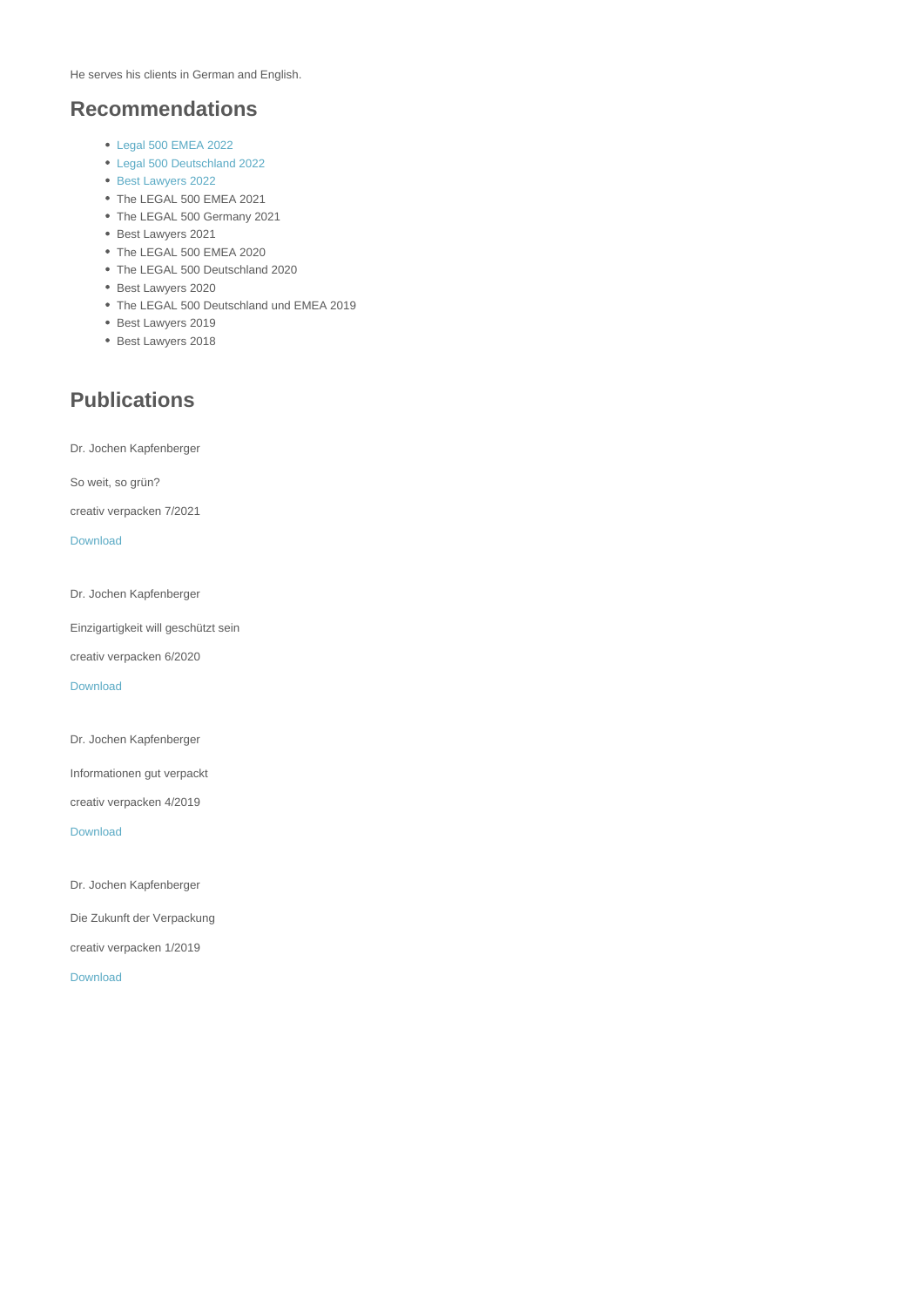He serves his clients in German and English.

## Recommendations

- Legal 500 EMEA 2022
- Legal 500 Deutschland 2022
- Best Lawyers 2022
- The LEGAL 500 EMEA 2021
- The LEGAL 500 Germany 2021
- Best Lawyers 2021
- The LEGAL 500 EMEA 2020
- The LEGAL 500 Deutschland 2020
- Best Lawyers 2020
- The LEGAL 500 Deutschland und EMEA 2019
- Best Lawyers 2019
- Best Lawyers 2018

## Publications

Dr. Jochen Kapfenberger

So weit, so grün?

creativ verpacken 7/2021

Download

Dr. Jochen Kapfenberger

Einzigartigkeit will geschützt sein

creativ verpacken 6/2020

Download

Dr. Jochen Kapfenberger

Informationen gut verpackt

creativ verpacken 4/2019

Download

Dr. Jochen Kapfenberger

Die Zukunft der Verpackung

creativ verpacken 1/2019

Download